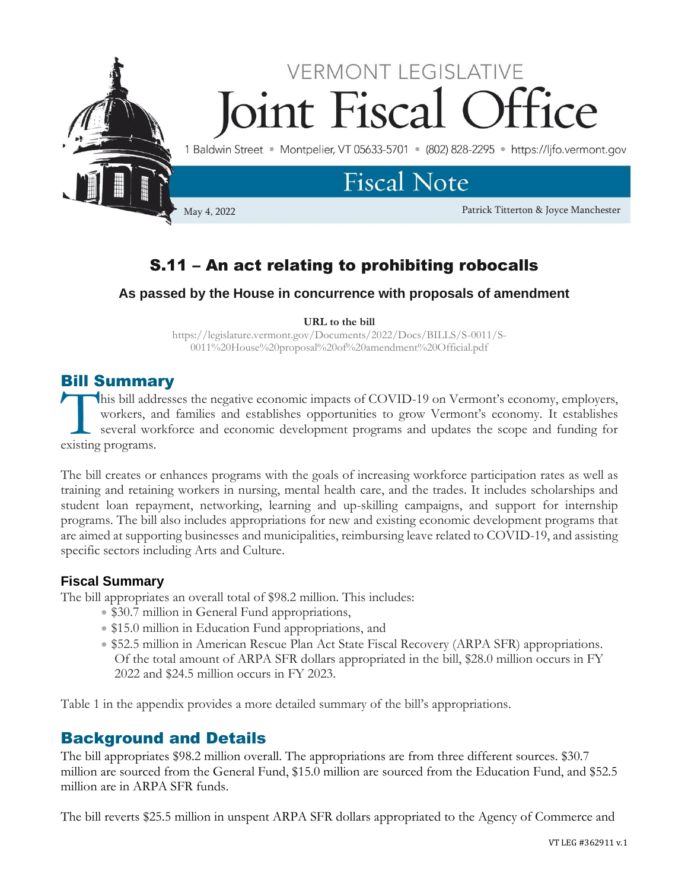# VERMONT LEGISLATIVE Joint Fiscal Office

1 Baldwin Street • Montpelier, VT 05633-5701 • (802) 828-2295 • https://ljfo.vermont.gov

## Fiscal Note

May 4, 2022

Patrick Titterton & Joyce Manchester

# S.11 – An act relating to prohibiting robocalls

### As passed by the House in concurrence with proposals of amendment

**URL to the bill**

https://legislature.vermont.gov/Documents/2022/Docs/BILLS/S-0011/S-0011%20House%20proposal%20of%20amendment%20Official.pdf

## Bill Summary

This bill addresses the negative economic impacts of COVID-19 on Vermont's economy, employers, workers, and families and establishes opportunities to grow Vermont's economy. It establishes several workforce and economic development programs and updates the scope and funding for existing programs.

The bill creates or enhances programs with the goals of increasing workforce participation rates as well as training and retaining workers in nursing, mental health care, and the trades. It includes scholarships and student loan repayment, networking, learning and up-skilling campaigns, and support for internship programs. The bill also includes appropriations for new and existing economic development programs that are aimed at supporting businesses and municipalities, reimbursing leave related to COVID-19, and assisting specific sectors including Arts and Culture.

### Fiscal Summary

The bill appropriates an overall total of $98.2 million. This includes:

- $30.7 million in General Fund appropriations,
- $15.0 million in Education Fund appropriations, and
- $52.5 million in American Rescue Plan Act State Fiscal Recovery (ARPA SFR) appropriations. Of the total amount of ARPA SFR dollars appropriated in the bill, $28.0 million occurs in FY 2022 and $24.5 million occurs in FY 2023.

Table 1 in the appendix provides a more detailed summary of the bill's appropriations.

## Background and Details

The bill appropriates $98.2 million overall. The appropriations are from three different sources. $30.7 million are sourced from the General Fund, $15.0 million are sourced from the Education Fund, and $52.5 million are in ARPA SFR funds.

The bill reverts $25.5 million in unspent ARPA SFR dollars appropriated to the Agency of Commerce and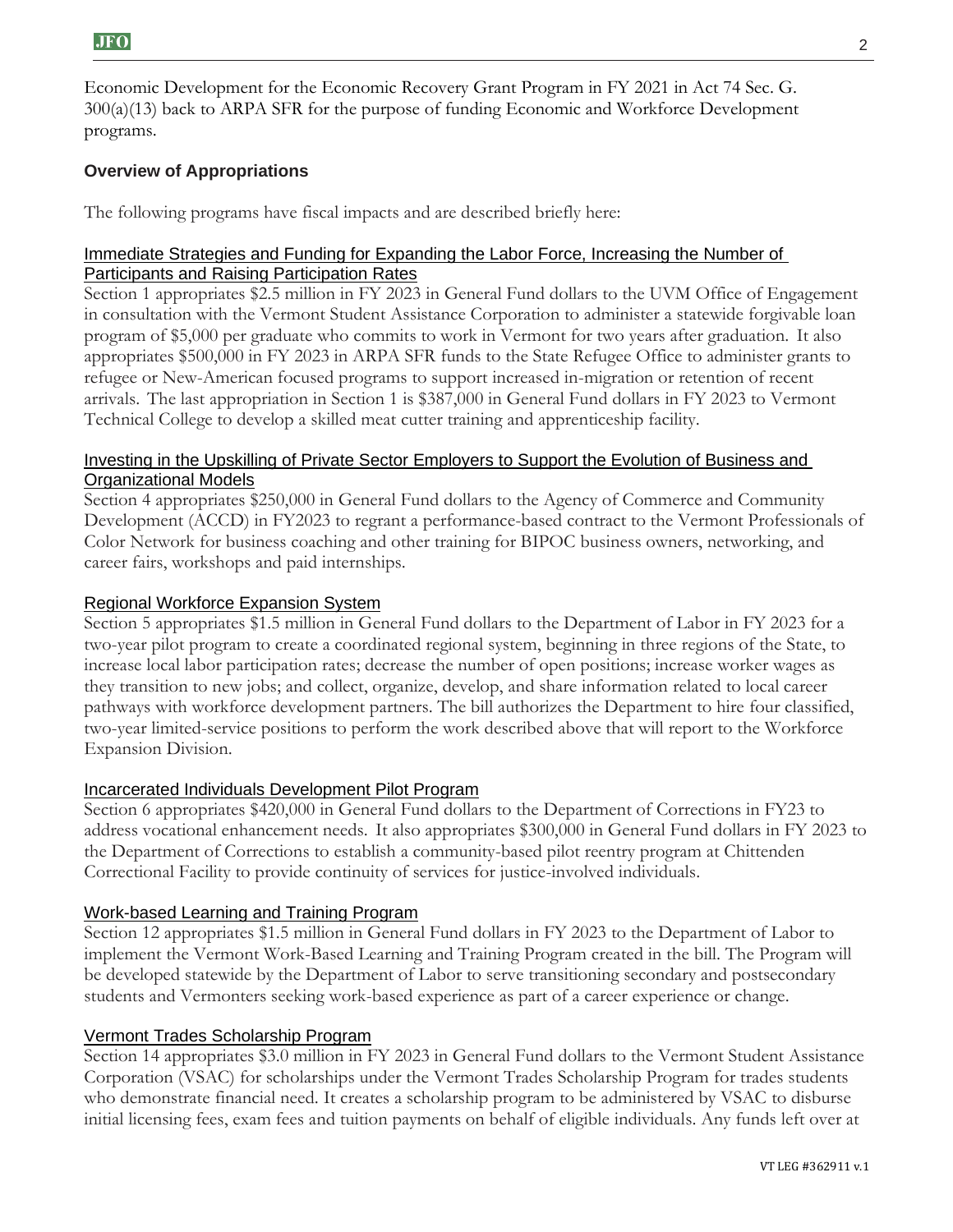Economic Development for the Economic Recovery Grant Program in FY 2021 in Act 74 Sec. G. 300(a)(13) back to ARPA SFR for the purpose of funding Economic and Workforce Development programs.

## Overview of Appropriations

The following programs have fiscal impacts and are described briefly here:

### Immediate Strategies and Funding for Expanding the Labor Force, Increasing the Number of Participants and Raising Participation Rates

Section 1 appropriates $2.5 million in FY 2023 in General Fund dollars to the UVM Office of Engagement in consultation with the Vermont Student Assistance Corporation to administer a statewide forgivable loan program of $5,000 per graduate who commits to work in Vermont for two years after graduation. It also appropriates $500,000 in FY 2023 in ARPA SFR funds to the State Refugee Office to administer grants to refugee or New-American focused programs to support increased in-migration or retention of recent arrivals. The last appropriation in Section 1 is $387,000 in General Fund dollars in FY 2023 to Vermont Technical College to develop a skilled meat cutter training and apprenticeship facility.

### Investing in the Upskilling of Private Sector Employers to Support the Evolution of Business and Organizational Models

Section 4 appropriates $250,000 in General Fund dollars to the Agency of Commerce and Community Development (ACCD) in FY2023 to regrant a performance-based contract to the Vermont Professionals of Color Network for business coaching and other training for BIPOC business owners, networking, and career fairs, workshops and paid internships.

### Regional Workforce Expansion System

Section 5 appropriates $1.5 million in General Fund dollars to the Department of Labor in FY 2023 for a two-year pilot program to create a coordinated regional system, beginning in three regions of the State, to increase local labor participation rates; decrease the number of open positions; increase worker wages as they transition to new jobs; and collect, organize, develop, and share information related to local career pathways with workforce development partners. The bill authorizes the Department to hire four classified, two-year limited-service positions to perform the work described above that will report to the Workforce Expansion Division.

### Incarcerated Individuals Development Pilot Program

Section 6 appropriates $420,000 in General Fund dollars to the Department of Corrections in FY23 to address vocational enhancement needs. It also appropriates $300,000 in General Fund dollars in FY 2023 to the Department of Corrections to establish a community-based pilot reentry program at Chittenden Correctional Facility to provide continuity of services for justice-involved individuals.

### Work-based Learning and Training Program

Section 12 appropriates $1.5 million in General Fund dollars in FY 2023 to the Department of Labor to implement the Vermont Work-Based Learning and Training Program created in the bill. The Program will be developed statewide by the Department of Labor to serve transitioning secondary and postsecondary students and Vermonters seeking work-based experience as part of a career experience or change.

### Vermont Trades Scholarship Program

Section 14 appropriates $3.0 million in FY 2023 in General Fund dollars to the Vermont Student Assistance Corporation (VSAC) for scholarships under the Vermont Trades Scholarship Program for trades students who demonstrate financial need. It creates a scholarship program to be administered by VSAC to disburse initial licensing fees, exam fees and tuition payments on behalf of eligible individuals. Any funds left over at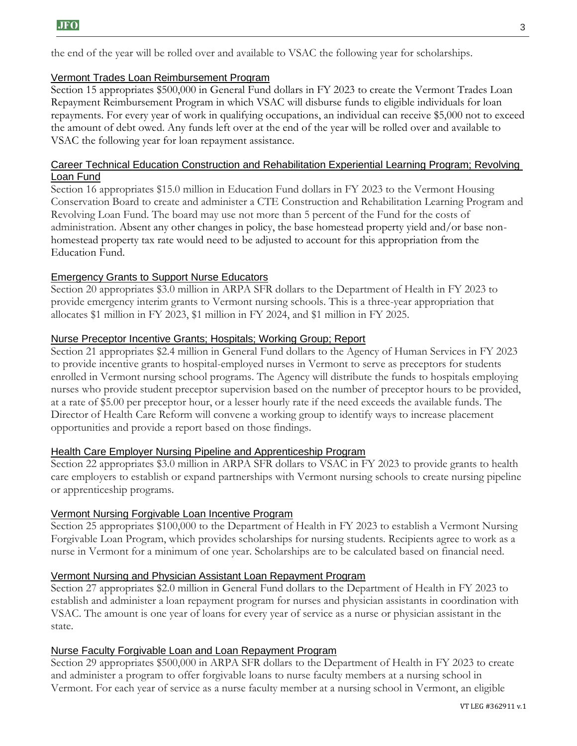the end of the year will be rolled over and available to VSAC the following year for scholarships.

### Vermont Trades Loan Reimbursement Program

Section 15 appropriates $500,000 in General Fund dollars in FY 2023 to create the Vermont Trades Loan Repayment Reimbursement Program in which VSAC will disburse funds to eligible individuals for loan repayments. For every year of work in qualifying occupations, an individual can receive $5,000 not to exceed the amount of debt owed. Any funds left over at the end of the year will be rolled over and available to VSAC the following year for loan repayment assistance.

### Career Technical Education Construction and Rehabilitation Experiential Learning Program; Revolving Loan Fund

Section 16 appropriates $15.0 million in Education Fund dollars in FY 2023 to the Vermont Housing Conservation Board to create and administer a CTE Construction and Rehabilitation Learning Program and Revolving Loan Fund. The board may use not more than 5 percent of the Fund for the costs of administration. Absent any other changes in policy, the base homestead property yield and/or base non-homestead property tax rate would need to be adjusted to account for this appropriation from the Education Fund.

### Emergency Grants to Support Nurse Educators

Section 20 appropriates $3.0 million in ARPA SFR dollars to the Department of Health in FY 2023 to provide emergency interim grants to Vermont nursing schools. This is a three-year appropriation that allocates $1 million in FY 2023, $1 million in FY 2024, and $1 million in FY 2025.

### Nurse Preceptor Incentive Grants; Hospitals; Working Group; Report

Section 21 appropriates $2.4 million in General Fund dollars to the Agency of Human Services in FY 2023 to provide incentive grants to hospital-employed nurses in Vermont to serve as preceptors for students enrolled in Vermont nursing school programs. The Agency will distribute the funds to hospitals employing nurses who provide student preceptor supervision based on the number of preceptor hours to be provided, at a rate of $5.00 per preceptor hour, or a lesser hourly rate if the need exceeds the available funds. The Director of Health Care Reform will convene a working group to identify ways to increase placement opportunities and provide a report based on those findings.

### Health Care Employer Nursing Pipeline and Apprenticeship Program

Section 22 appropriates $3.0 million in ARPA SFR dollars to VSAC in FY 2023 to provide grants to health care employers to establish or expand partnerships with Vermont nursing schools to create nursing pipeline or apprenticeship programs.

### Vermont Nursing Forgivable Loan Incentive Program

Section 25 appropriates $100,000 to the Department of Health in FY 2023 to establish a Vermont Nursing Forgivable Loan Program, which provides scholarships for nursing students. Recipients agree to work as a nurse in Vermont for a minimum of one year. Scholarships are to be calculated based on financial need.

### Vermont Nursing and Physician Assistant Loan Repayment Program

Section 27 appropriates $2.0 million in General Fund dollars to the Department of Health in FY 2023 to establish and administer a loan repayment program for nurses and physician assistants in coordination with VSAC. The amount is one year of loans for every year of service as a nurse or physician assistant in the state.

### Nurse Faculty Forgivable Loan and Loan Repayment Program

Section 29 appropriates $500,000 in ARPA SFR dollars to the Department of Health in FY 2023 to create and administer a program to offer forgivable loans to nurse faculty members at a nursing school in Vermont. For each year of service as a nurse faculty member at a nursing school in Vermont, an eligible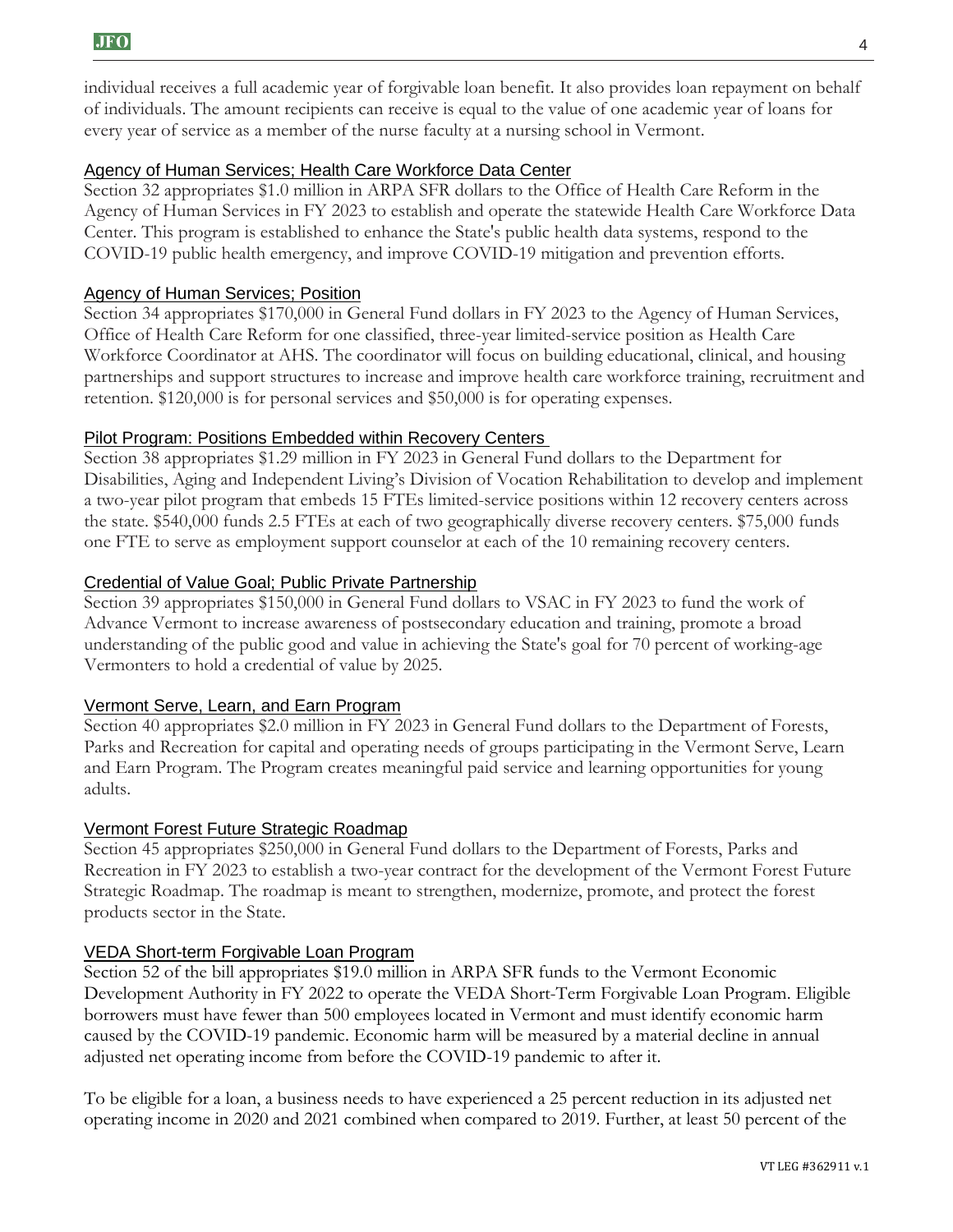individual receives a full academic year of forgivable loan benefit. It also provides loan repayment on behalf of individuals. The amount recipients can receive is equal to the value of one academic year of loans for every year of service as a member of the nurse faculty at a nursing school in Vermont.

## Agency of Human Services; Health Care Workforce Data Center

Section 32 appropriates $1.0 million in ARPA SFR dollars to the Office of Health Care Reform in the Agency of Human Services in FY 2023 to establish and operate the statewide Health Care Workforce Data Center. This program is established to enhance the State's public health data systems, respond to the COVID-19 public health emergency, and improve COVID-19 mitigation and prevention efforts.

## Agency of Human Services; Position

Section 34 appropriates $170,000 in General Fund dollars in FY 2023 to the Agency of Human Services, Office of Health Care Reform for one classified, three-year limited-service position as Health Care Workforce Coordinator at AHS. The coordinator will focus on building educational, clinical, and housing partnerships and support structures to increase and improve health care workforce training, recruitment and retention. $120,000 is for personal services and $50,000 is for operating expenses.

## Pilot Program: Positions Embedded within Recovery Centers

Section 38 appropriates $1.29 million in FY 2023 in General Fund dollars to the Department for Disabilities, Aging and Independent Living's Division of Vocation Rehabilitation to develop and implement a two-year pilot program that embeds 15 FTEs limited-service positions within 12 recovery centers across the state. $540,000 funds 2.5 FTEs at each of two geographically diverse recovery centers. $75,000 funds one FTE to serve as employment support counselor at each of the 10 remaining recovery centers.

## Credential of Value Goal; Public Private Partnership

Section 39 appropriates $150,000 in General Fund dollars to VSAC in FY 2023 to fund the work of Advance Vermont to increase awareness of postsecondary education and training, promote a broad understanding of the public good and value in achieving the State's goal for 70 percent of working-age Vermonters to hold a credential of value by 2025.

## Vermont Serve, Learn, and Earn Program

Section 40 appropriates $2.0 million in FY 2023 in General Fund dollars to the Department of Forests, Parks and Recreation for capital and operating needs of groups participating in the Vermont Serve, Learn and Earn Program. The Program creates meaningful paid service and learning opportunities for young adults.

## Vermont Forest Future Strategic Roadmap

Section 45 appropriates $250,000 in General Fund dollars to the Department of Forests, Parks and Recreation in FY 2023 to establish a two-year contract for the development of the Vermont Forest Future Strategic Roadmap. The roadmap is meant to strengthen, modernize, promote, and protect the forest products sector in the State.

## VEDA Short-term Forgivable Loan Program

Section 52 of the bill appropriates $19.0 million in ARPA SFR funds to the Vermont Economic Development Authority in FY 2022 to operate the VEDA Short-Term Forgivable Loan Program. Eligible borrowers must have fewer than 500 employees located in Vermont and must identify economic harm caused by the COVID-19 pandemic. Economic harm will be measured by a material decline in annual adjusted net operating income from before the COVID-19 pandemic to after it.

To be eligible for a loan, a business needs to have experienced a 25 percent reduction in its adjusted net operating income in 2020 and 2021 combined when compared to 2019. Further, at least 50 percent of the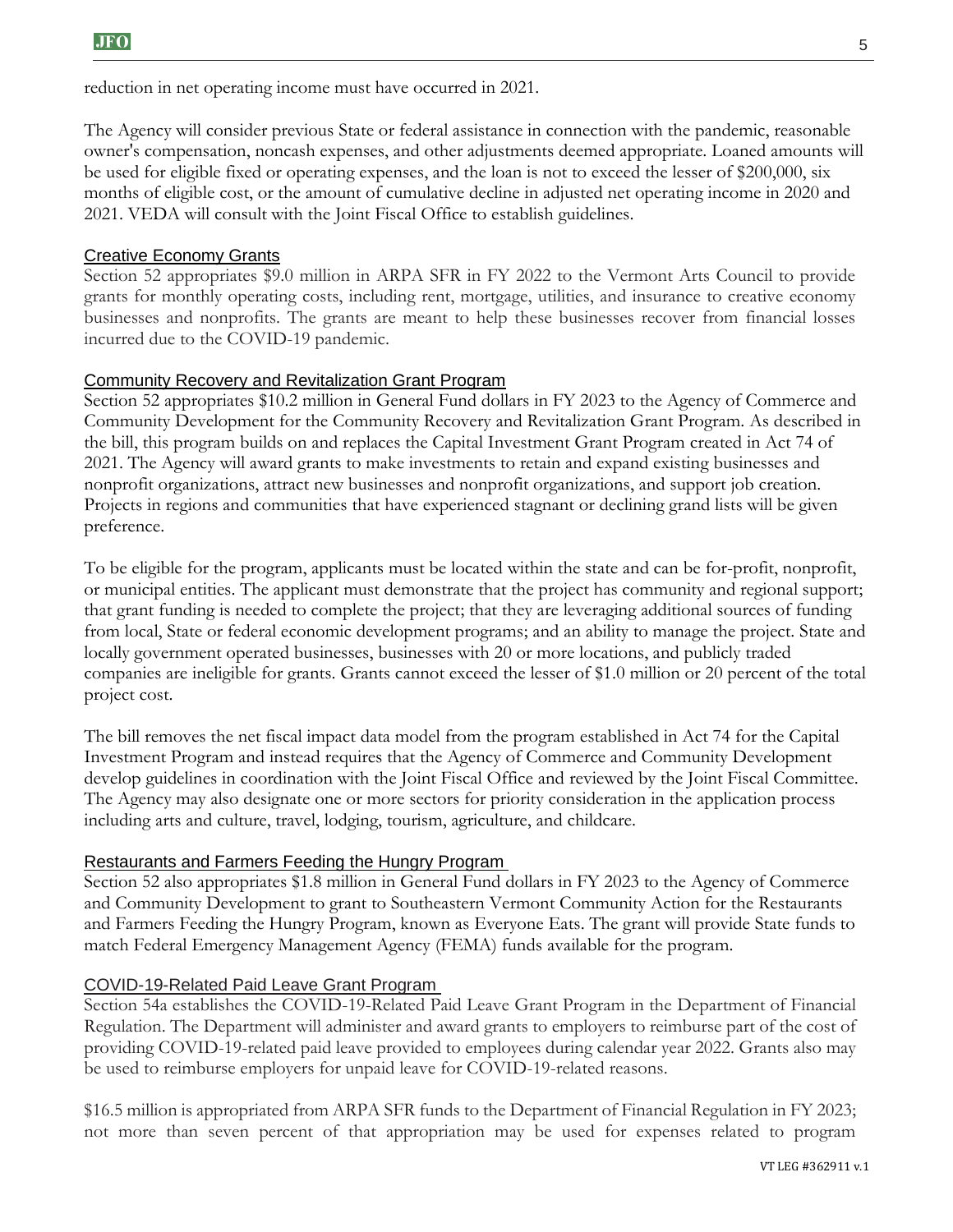reduction in net operating income must have occurred in 2021.

The Agency will consider previous State or federal assistance in connection with the pandemic, reasonable owner's compensation, noncash expenses, and other adjustments deemed appropriate. Loaned amounts will be used for eligible fixed or operating expenses, and the loan is not to exceed the lesser of $200,000, six months of eligible cost, or the amount of cumulative decline in adjusted net operating income in 2020 and 2021. VEDA will consult with the Joint Fiscal Office to establish guidelines.

### Creative Economy Grants

Section 52 appropriates $9.0 million in ARPA SFR in FY 2022 to the Vermont Arts Council to provide grants for monthly operating costs, including rent, mortgage, utilities, and insurance to creative economy businesses and nonprofits. The grants are meant to help these businesses recover from financial losses incurred due to the COVID-19 pandemic.

### Community Recovery and Revitalization Grant Program

Section 52 appropriates $10.2 million in General Fund dollars in FY 2023 to the Agency of Commerce and Community Development for the Community Recovery and Revitalization Grant Program. As described in the bill, this program builds on and replaces the Capital Investment Grant Program created in Act 74 of 2021. The Agency will award grants to make investments to retain and expand existing businesses and nonprofit organizations, attract new businesses and nonprofit organizations, and support job creation. Projects in regions and communities that have experienced stagnant or declining grand lists will be given preference.

To be eligible for the program, applicants must be located within the state and can be for-profit, nonprofit, or municipal entities. The applicant must demonstrate that the project has community and regional support; that grant funding is needed to complete the project; that they are leveraging additional sources of funding from local, State or federal economic development programs; and an ability to manage the project. State and locally government operated businesses, businesses with 20 or more locations, and publicly traded companies are ineligible for grants. Grants cannot exceed the lesser of $1.0 million or 20 percent of the total project cost.

The bill removes the net fiscal impact data model from the program established in Act 74 for the Capital Investment Program and instead requires that the Agency of Commerce and Community Development develop guidelines in coordination with the Joint Fiscal Office and reviewed by the Joint Fiscal Committee. The Agency may also designate one or more sectors for priority consideration in the application process including arts and culture, travel, lodging, tourism, agriculture, and childcare.

### Restaurants and Farmers Feeding the Hungry Program

Section 52 also appropriates $1.8 million in General Fund dollars in FY 2023 to the Agency of Commerce and Community Development to grant to Southeastern Vermont Community Action for the Restaurants and Farmers Feeding the Hungry Program, known as Everyone Eats. The grant will provide State funds to match Federal Emergency Management Agency (FEMA) funds available for the program.

### COVID-19-Related Paid Leave Grant Program

Section 54a establishes the COVID-19-Related Paid Leave Grant Program in the Department of Financial Regulation. The Department will administer and award grants to employers to reimburse part of the cost of providing COVID-19-related paid leave provided to employees during calendar year 2022. Grants also may be used to reimburse employers for unpaid leave for COVID-19-related reasons.

$16.5 million is appropriated from ARPA SFR funds to the Department of Financial Regulation in FY 2023; not more than seven percent of that appropriation may be used for expenses related to program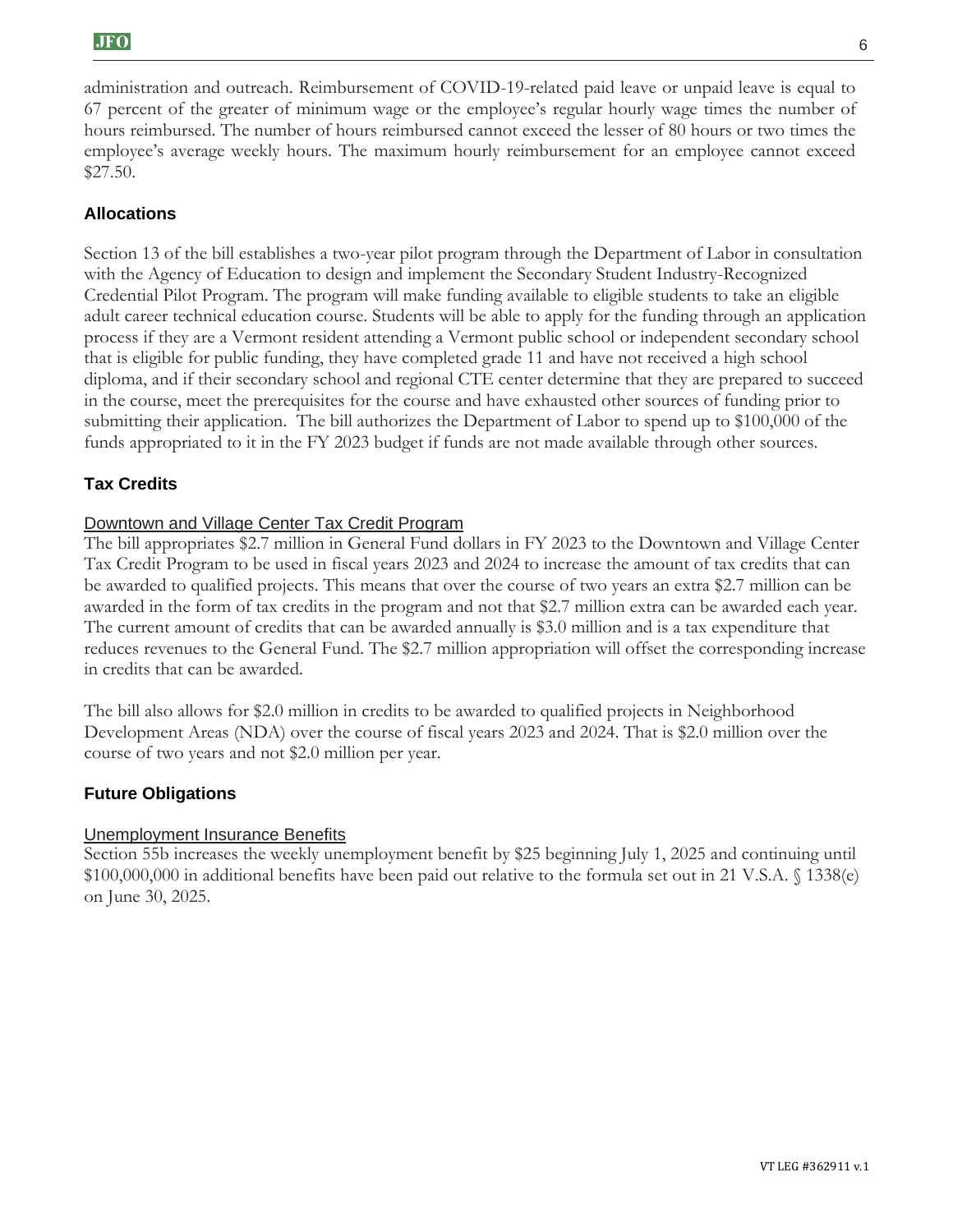administration and outreach. Reimbursement of COVID-19-related paid leave or unpaid leave is equal to 67 percent of the greater of minimum wage or the employee's regular hourly wage times the number of hours reimbursed. The number of hours reimbursed cannot exceed the lesser of 80 hours or two times the employee's average weekly hours. The maximum hourly reimbursement for an employee cannot exceed $27.50.

## Allocations

Section 13 of the bill establishes a two-year pilot program through the Department of Labor in consultation with the Agency of Education to design and implement the Secondary Student Industry-Recognized Credential Pilot Program. The program will make funding available to eligible students to take an eligible adult career technical education course. Students will be able to apply for the funding through an application process if they are a Vermont resident attending a Vermont public school or independent secondary school that is eligible for public funding, they have completed grade 11 and have not received a high school diploma, and if their secondary school and regional CTE center determine that they are prepared to succeed in the course, meet the prerequisites for the course and have exhausted other sources of funding prior to submitting their application. The bill authorizes the Department of Labor to spend up to $100,000 of the funds appropriated to it in the FY 2023 budget if funds are not made available through other sources.

## Tax Credits

### Downtown and Village Center Tax Credit Program

The bill appropriates $2.7 million in General Fund dollars in FY 2023 to the Downtown and Village Center Tax Credit Program to be used in fiscal years 2023 and 2024 to increase the amount of tax credits that can be awarded to qualified projects. This means that over the course of two years an extra $2.7 million can be awarded in the form of tax credits in the program and not that $2.7 million extra can be awarded each year. The current amount of credits that can be awarded annually is $3.0 million and is a tax expenditure that reduces revenues to the General Fund. The $2.7 million appropriation will offset the corresponding increase in credits that can be awarded.

The bill also allows for $2.0 million in credits to be awarded to qualified projects in Neighborhood Development Areas (NDA) over the course of fiscal years 2023 and 2024. That is $2.0 million over the course of two years and not $2.0 million per year.

## Future Obligations

### Unemployment Insurance Benefits

Section 55b increases the weekly unemployment benefit by $25 beginning July 1, 2025 and continuing until $100,000,000 in additional benefits have been paid out relative to the formula set out in 21 V.S.A. § 1338(e) on June 30, 2025.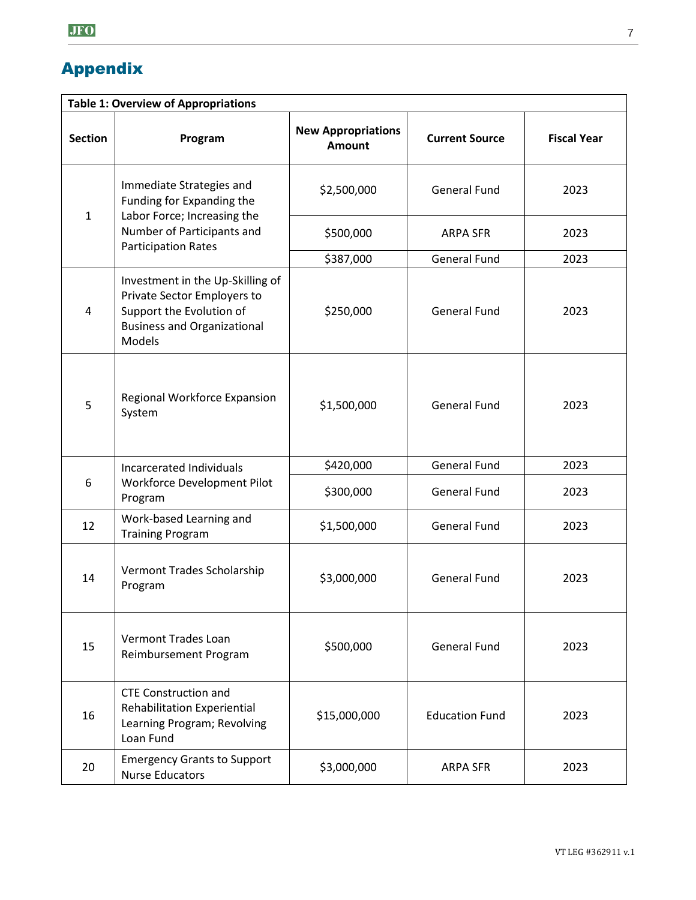# Appendix

| Table 1: Overview of Appropriations | | | | |
|---|---|---|---|---|
| **Section** | **Program** | **New Appropriations Amount** | **Current Source** | **Fiscal Year** |
| 1 | Immediate Strategies and Funding for Expanding the Labor Force; Increasing the Number of Participants and Participation Rates | $2,500,000 | General Fund | 2023 |
| | | $500,000 | ARPA SFR | 2023 |
| | | $387,000 | General Fund | 2023 |
| 4 | Investment in the Up-Skilling of Private Sector Employers to Support the Evolution of Business and Organizational Models | $250,000 | General Fund | 2023 |
| 5 | Regional Workforce Expansion System | $1,500,000 | General Fund | 2023 |
| 6 | Incarcerated Individuals Workforce Development Pilot Program | $420,000 | General Fund | 2023 |
| | | $300,000 | General Fund | 2023 |
| 12 | Work-based Learning and Training Program | $1,500,000 | General Fund | 2023 |
| 14 | Vermont Trades Scholarship Program | $3,000,000 | General Fund | 2023 |
| 15 | Vermont Trades Loan Reimbursement Program | $500,000 | General Fund | 2023 |
| 16 | CTE Construction and Rehabilitation Experiential Learning Program; Revolving Loan Fund | $15,000,000 | Education Fund | 2023 |
| 20 | Emergency Grants to Support Nurse Educators | $3,000,000 | ARPA SFR | 2023 |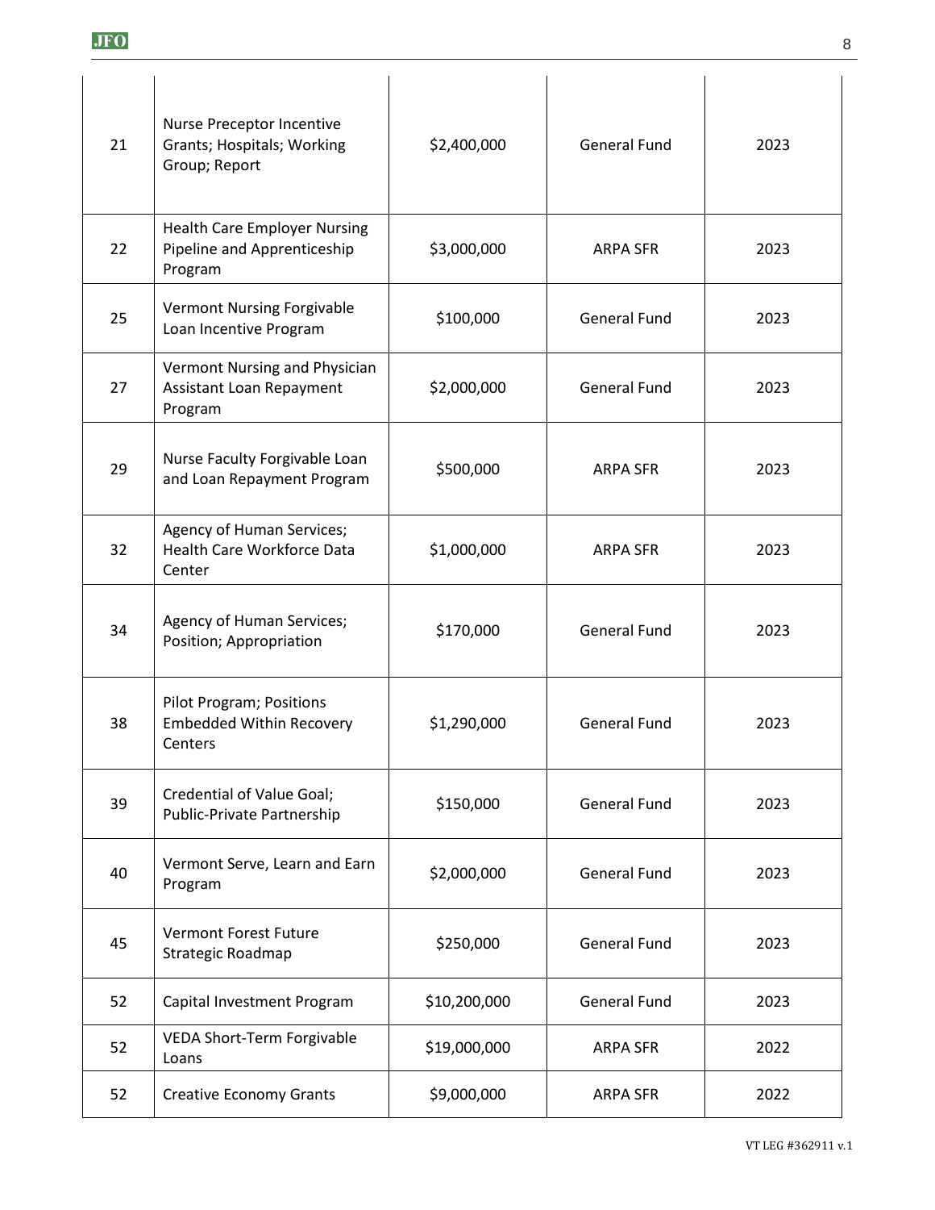| 21 | Nurse Preceptor Incentive Grants; Hospitals; Working Group; Report | $2,400,000 | General Fund | 2023 |
|---|---|---|---|---|
| 22 | Health Care Employer Nursing Pipeline and Apprenticeship Program | $3,000,000 | ARPA SFR | 2023 |
| 25 | Vermont Nursing Forgivable Loan Incentive Program | $100,000 | General Fund | 2023 |
| 27 | Vermont Nursing and Physician Assistant Loan Repayment Program | $2,000,000 | General Fund | 2023 |
| 29 | Nurse Faculty Forgivable Loan and Loan Repayment Program | $500,000 | ARPA SFR | 2023 |
| 32 | Agency of Human Services; Health Care Workforce Data Center | $1,000,000 | ARPA SFR | 2023 |
| 34 | Agency of Human Services; Position; Appropriation | $170,000 | General Fund | 2023 |
| 38 | Pilot Program; Positions Embedded Within Recovery Centers | $1,290,000 | General Fund | 2023 |
| 39 | Credential of Value Goal; Public-Private Partnership | $150,000 | General Fund | 2023 |
| 40 | Vermont Serve, Learn and Earn Program | $2,000,000 | General Fund | 2023 |
| 45 | Vermont Forest Future Strategic Roadmap | $250,000 | General Fund | 2023 |
| 52 | Capital Investment Program | $10,200,000 | General Fund | 2023 |
| 52 | VEDA Short-Term Forgivable Loans | $19,000,000 | ARPA SFR | 2022 |
| 52 | Creative Economy Grants | $9,000,000 | ARPA SFR | 2022 |

VT LEG #362911 v.1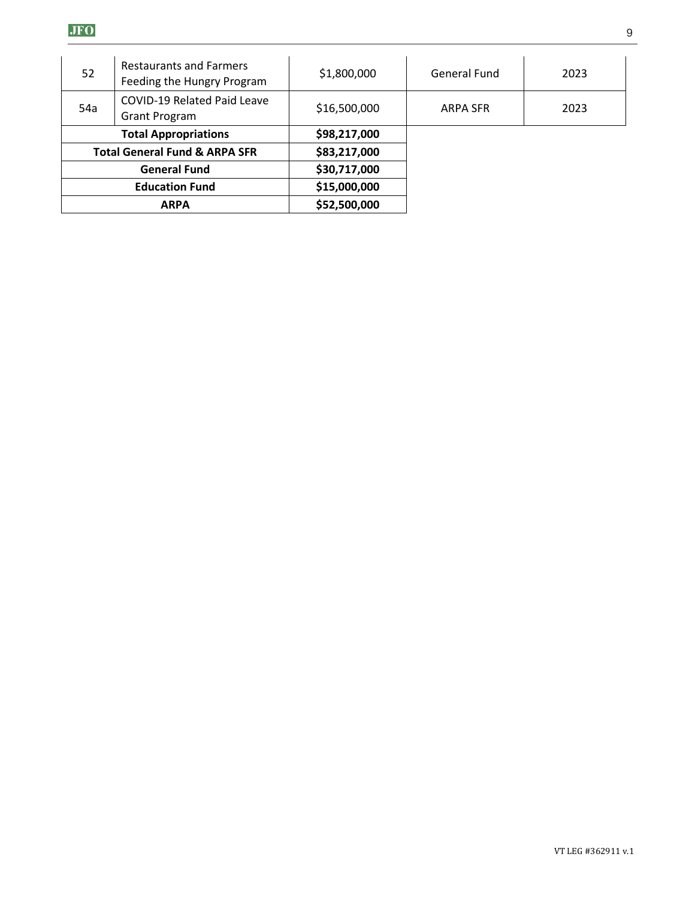| | | | | |
|---|---|---|---|---|
| 52 | Restaurants and Farmers Feeding the Hungry Program | $1,800,000 | General Fund | 2023 |
| 54a | COVID-19 Related Paid Leave Grant Program | $16,500,000 | ARPA SFR | 2023 |
| **Total Appropriations** | | **$98,217,000** | | |
| **Total General Fund & ARPA SFR** | | **$83,217,000** | | |
| **General Fund** | | **$30,717,000** | | |
| **Education Fund** | | **$15,000,000** | | |
| **ARPA** | | **$52,500,000** | | |

VT LEG #362911 v.1